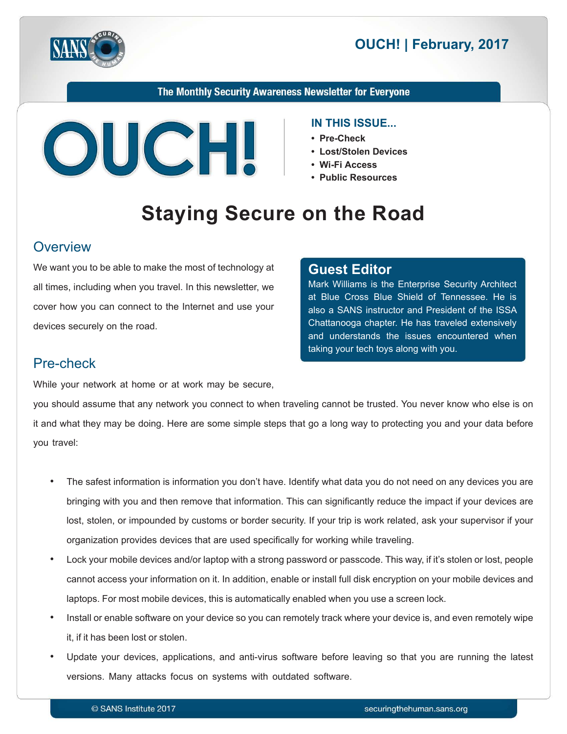OUCH! | February, 2017

The Monthly Security Awareness Newsletter for Everyone

# OUCH!

**IN THIS ISSUE...**

- **Pre-Check**
- **Lost/Stolen Devices**
- **Wi-Fi Access**
- **Public Resources**

# Staying Secure on the Road

## Overview

We want you to be able to make the most of technology at all times, including when you travel. In this newsletter, we cover how you can connect to the Internet and use your devices securely on the road.

### Guest Editor

Mark Williams is the Enterprise Security Architect at Blue Cross Blue Shield of Tennessee. He is also a SANS instructor and President of the ISSA Chattanooga chapter. He has traveled extensively and understands the issues encountered when taking your tech toys along with you.

## Pre-check

While your network at home or at work may be secure, you should assume that any network you connect to when traveling cannot be trusted. You never know who else is on it and what they may be doing. Here are some simple steps that go a long way to protecting you and your data before you travel:

- The safest information is information you don't have. Identify what data you do not need on any devices you are bringing with you and then remove that information. This can significantly reduce the impact if your devices are lost, stolen, or impounded by customs or border security. If your trip is work related, ask your supervisor if your organization provides devices that are used specifically for working while traveling.
- Lock your mobile devices and/or laptop with a strong password or passcode. This way, if it's stolen or lost, people cannot access your information on it. In addition, enable or install full disk encryption on your mobile devices and laptops. For most mobile devices, this is automatically enabled when you use a screen lock.
- Install or enable software on your device so you can remotely track where your device is, and even remotely wipe it, if it has been lost or stolen.
- Update your devices, applications, and anti-virus software before leaving so that you are running the latest versions. Many attacks focus on systems with outdated software.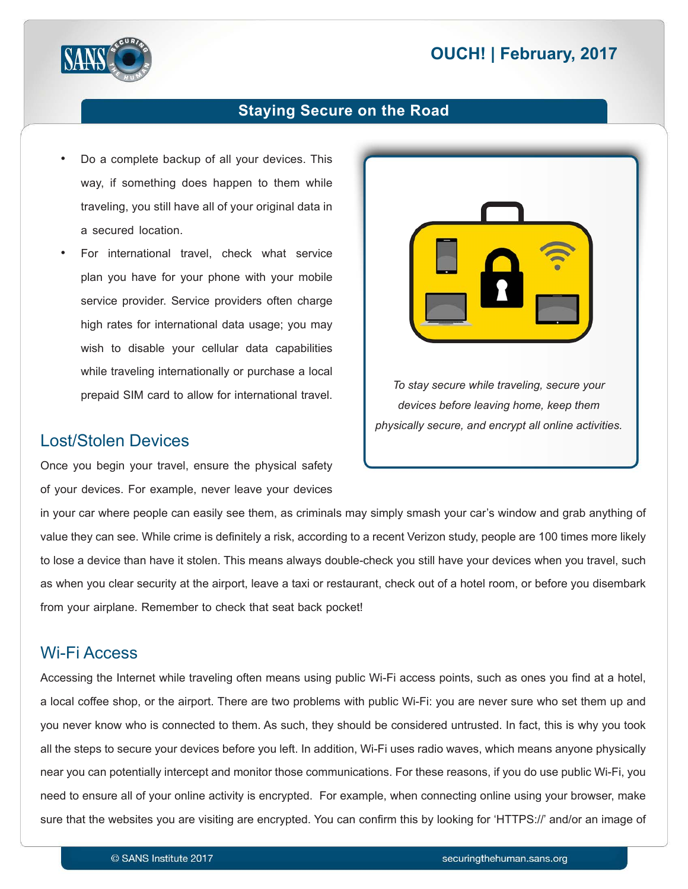- Do a complete backup of all your devices. This way, if something does happen to them while traveling, you still have all of your original data in a secured location.
- For international travel, check what service plan you have for your phone with your mobile service provider. Service providers often charge high rates for international data usage; you may wish to disable your cellular data capabilities while traveling internationally or purchase a local prepaid SIM card to allow for international travel.

*To stay secure while traveling, secure your devices before leaving home, keep them physically secure, and encrypt all online activities.*

## Lost/Stolen Devices

Once you begin your travel, ensure the physical safety of your devices. For example, never leave your devices in your car where people can easily see them, as criminals may simply smash your car's window and grab anything of value they can see. While crime is definitely a risk, according to a recent Verizon study, people are 100 times more likely to lose a device than have it stolen. This means always double-check you still have your devices when you travel, such as when you clear security at the airport, leave a taxi or restaurant, check out of a hotel room, or before you disembark from your airplane. Remember to check that seat back pocket!

## Wi-Fi Access

Accessing the Internet while traveling often means using public Wi-Fi access points, such as ones you find at a hotel, a local coffee shop, or the airport. There are two problems with public Wi-Fi: you are never sure who set them up and you never know who is connected to them. As such, they should be considered untrusted. In fact, this is why you took all the steps to secure your devices before you left. In addition, Wi-Fi uses radio waves, which means anyone physically near you can potentially intercept and monitor those communications. For these reasons, if you do use public Wi-Fi, you need to ensure all of your online activity is encrypted. For example, when connecting online using your browser, make sure that the websites you are visiting are encrypted. You can confirm this by looking for 'HTTPS://' and/or an image of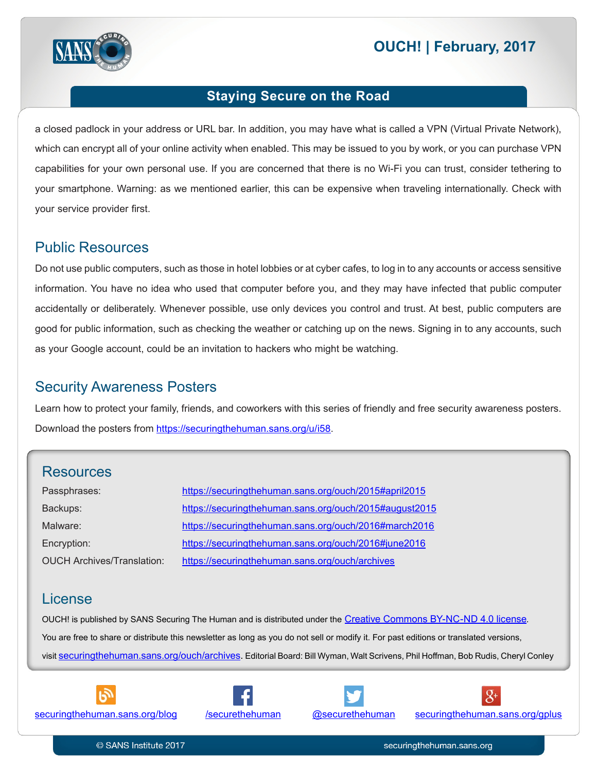a closed padlock in your address or URL bar. In addition, you may have what is called a VPN (Virtual Private Network), which can encrypt all of your online activity when enabled. This may be issued to you by work, or you can purchase VPN capabilities for your own personal use. If you are concerned that there is no Wi-Fi you can trust, consider tethering to your smartphone. Warning: as we mentioned earlier, this can be expensive when traveling internationally. Check with your service provider first.

## Public Resources

Do not use public computers, such as those in hotel lobbies or at cyber cafes, to log in to any accounts or access sensitive information. You have no idea who used that computer before you, and they may have infected that public computer accidentally or deliberately. Whenever possible, use only devices you control and trust. At best, public computers are good for public information, such as checking the weather or catching up on the news. Signing in to any accounts, such as your Google account, could be an invitation to hackers who might be watching.

## Security Awareness Posters

Learn how to protect your family, friends, and coworkers with this series of friendly and free security awareness posters. Download the posters from https://securingthehuman.sans.org/u/i58.

## Resources

| | |
|---|---|
| Passphrases: | https://securingthehuman.sans.org/ouch/2015#april2015 |
| Backups: | https://securingthehuman.sans.org/ouch/2015#august2015 |
| Malware: | https://securingthehuman.sans.org/ouch/2016#march2016 |
| Encryption: | https://securingthehuman.sans.org/ouch/2016#june2016 |
| OUCH Archives/Translation: | https://securingthehuman.sans.org/ouch/archives |

## License

OUCH! is published by SANS Securing The Human and is distributed under the Creative Commons BY-NC-ND 4.0 license. You are free to share or distribute this newsletter as long as you do not sell or modify it. For past editions or translated versions, visit securingthehuman.sans.org/ouch/archives. Editorial Board: Bill Wyman, Walt Scrivens, Phil Hoffman, Bob Rudis, Cheryl Conley

securingthehuman.sans.org/blog | /securethehuman | @securethehuman | securingthehuman.sans.org/gplus